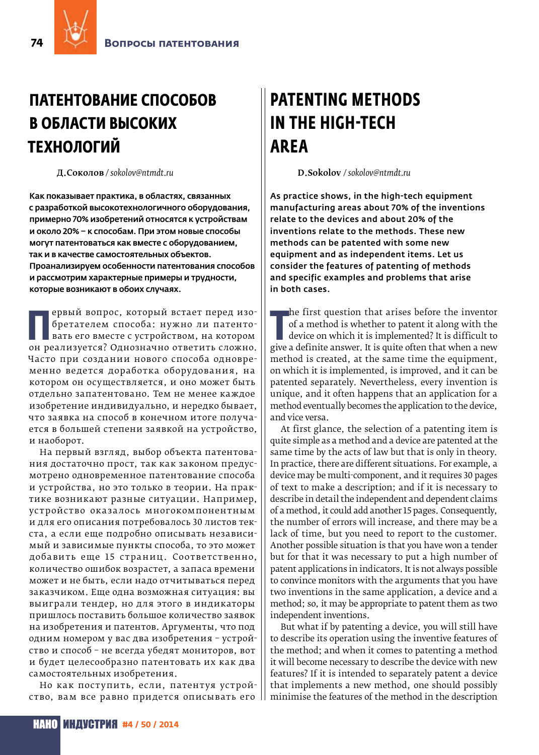# ПАТЕНТОВАНИЕ СПОСОБОВ В ОБЛАСТИ ВЫСОКИХ ТЕХНОЛОГИЙ

**Д.Соколов** / *sokolov@ntmdt.ru*

**Как показывает практика, в областях, связанных с разработкой высокотехнологичного оборудования, примерно 70% изобретений относятся к устройствам и около 20% – к способам. При этом новые способы могут патентоваться как вместе с оборудованием, так и в качестве самостоятельных объектов. Проанализируем особенности патентования способов и рассмотрим характерные примеры и трудности, которые возникают в обоих случаях.**

Первый вопрос, который встает перед изобретателем способа: нужно ли патентовать его вместе с устройством, на котором он реализуется? Однозначно ответить сложно. Часто при создании нового способа одновременно ведется доработка оборудования, на котором он осуществляется, и оно может быть отдельно запатентовано. Тем не менее каждое изобретение индивидуально, и нередко бывает, что заявка на способ в конечном итоге получается в большей степени заявкой на устройство, и наоборот.

На первый взгляд, выбор объекта патентования достаточно прост, так как законом предусмотрено одновременное патентование способа и устройства, но это только в теории. На практике возникают разные ситуации. Например, устройство оказалось многокомпонентным и для его описания потребовалось 30 листов текста, а если еще подробно описывать независимый и зависимые пункты способа, то это может добавить еще 15 страниц. Соответственно, количество ошибок возрастет, а запаса времени может и не быть, если надо отчитываться перед заказчиком. Еще одна возможная ситуация: вы выиграли тендер, но для этого в индикаторы пришлось поставить большое количество заявок на изобретения и патентов. Аргументы, что под одним номером у вас два изобретения – устройство и способ – не всегда убедят мониторов, вот и будет целесообразно патентовать их как два самостоятельных изобретения.

Но как поступить, если, патентуя устройство, вам все равно придется описывать его

# PATENTING METHODS IN THE HIGH-TECH AREA

**D.Sokolov** / *sokolov@ntmdt.ru*

**As practice shows, in the high-tech equipment manufacturing areas about 70% of the inventions relate to the devices and about 20% of the inventions relate to the methods. These new methods can be patented with some new equipment and as independent items. Let us consider the features of patenting of methods and specific examples and problems that arise in both cases.**

The first question that arises before the inventor of a method is whether to patent it along with the device on which it is implemented? It is difficult to give a definite answer. It is quite often that when a new method is created, at the same time the equipment, on which it is implemented, is improved, and it can be patented separately. Nevertheless, every invention is unique, and it often happens that an application for a method eventually becomes the application to the device, and vice versa.

At first glance, the selection of a patenting item is quite simple as a method and a device are patented at the same time by the acts of law but that is only in theory. In practice, there are different situations. For example, a device may be multi-component, and it requires 30 pages of text to make a description; and if it is necessary to describe in detail the independent and dependent claims of a method, it could add another 15 pages. Consequently, the number of errors will increase, and there may be a lack of time, but you need to report to the customer. Another possible situation is that you have won a tender but for that it was necessary to put a high number of patent applications in indicators. It is not always possible to convince monitors with the arguments that you have two inventions in the same application, a device and a method; so, it may be appropriate to patent them as two independent inventions.

But what if by patenting a device, you will still have to describe its operation using the inventive features of the method; and when it comes to patenting a method it will become necessary to describe the device with new features? If it is intended to separately patent a device that implements a new method, one should possibly minimise the features of the method in the description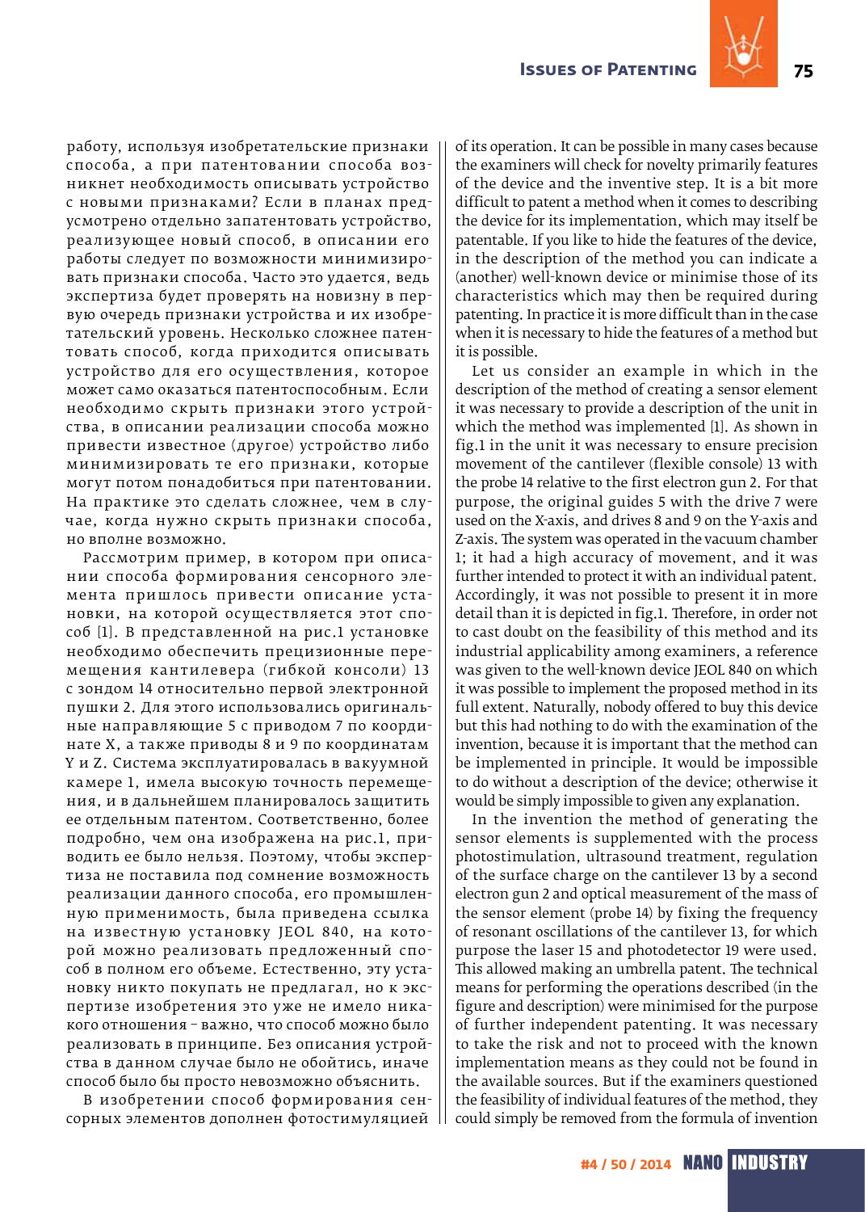работу, используя изобретательские признаки способа, а при патентовании способа возникнет необходимость описывать устройство с новыми признаками? Если в планах предусмотрено отдельно запатентовать устройство, реализующее новый способ, в описании его работы следует по возможности минимизировать признаки способа. Часто это удается, ведь экспертиза будет проверять на новизну в первую очередь признаки устройства и их изобретательский уровень. Несколько сложнее патентовать способ, когда приходится описывать устройство для его осуществления, которое может само оказаться патентоспособным. Если необходимо скрыть признаки этого устройства, в описании реализации способа можно привести известное (другое) устройство либо минимизировать те его признаки, которые могут потом понадобиться при патентовании. На практике это сделать сложнее, чем в случае, когда нужно скрыть признаки способа, но вполне возможно.

Рассмотрим пример, в котором при описании способа формирования сенсорного элемента пришлось привести описание установки, на которой осуществляется этот способ [1]. В представленной на рис.1 установке необходимо обеспечить прецизионные перемещения кантилевера (гибкой консоли) 13 с зондом 14 относительно первой электронной пушки 2. Для этого использовались оригинальные направляющие 5 с приводом 7 по координате X, а также приводы 8 и 9 по координатам Y и Z. Система эксплуатировалась в вакуумной камере 1, имела высокую точность перемещения, и в дальнейшем планировалось защитить ее отдельным патентом. Соответственно, более подробно, чем она изображена на рис.1, приводить ее было нельзя. Поэтому, чтобы экспертиза не поставила под сомнение возможность реализации данного способа, его промышленную применимость, была приведена ссылка на известную установку JEOL 840, на которой можно реализовать предложенный способ в полном его объеме. Естественно, эту установку никто покупать не предлагал, но к экспертизе изобретения это уже не имело никакого отношения – важно, что способ можно было реализовать в принципе. Без описания устройства в данном случае было не обойтись, иначе способ было бы просто невозможно объяснить.

В изобретении способ формирования сенсорных элементов дополнен фотостимуляцией

of its operation. It can be possible in many cases because the examiners will check for novelty primarily features of the device and the inventive step. It is a bit more difficult to patent a method when it comes to describing the device for its implementation, which may itself be patentable. If you like to hide the features of the device, in the description of the method you can indicate a (another) well-known device or minimise those of its characteristics which may then be required during patenting. In practice it is more difficult than in the case when it is necessary to hide the features of a method but it is possible.

Let us consider an example in which in the description of the method of creating a sensor element it was necessary to provide a description of the unit in which the method was implemented [1]. As shown in fig.1 in the unit it was necessary to ensure precision movement of the cantilever (flexible console) 13 with the probe 14 relative to the first electron gun 2. For that purpose, the original guides 5 with the drive 7 were used on the X-axis, and drives 8 and 9 on the Y-axis and Z-axis. The system was operated in the vacuum chamber 1; it had a high accuracy of movement, and it was further intended to protect it with an individual patent. Accordingly, it was not possible to present it in more detail than it is depicted in fig.1. Therefore, in order not to cast doubt on the feasibility of this method and its industrial applicability among examiners, a reference was given to the well-known device JEOL 840 on which it was possible to implement the proposed method in its full extent. Naturally, nobody offered to buy this device but this had nothing to do with the examination of the invention, because it is important that the method can be implemented in principle. It would be impossible to do without a description of the device; otherwise it would be simply impossible to given any explanation.

In the invention the method of generating the sensor elements is supplemented with the process photostimulation, ultrasound treatment, regulation of the surface charge on the cantilever 13 by a second electron gun 2 and optical measurement of the mass of the sensor element (probe 14) by fixing the frequency of resonant oscillations of the cantilever 13, for which purpose the laser 15 and photodetector 19 were used. This allowed making an umbrella patent. The technical means for performing the operations described (in the figure and description) were minimised for the purpose of further independent patenting. It was necessary to take the risk and not to proceed with the known implementation means as they could not be found in the available sources. But if the examiners questioned the feasibility of individual features of the method, they could simply be removed from the formula of invention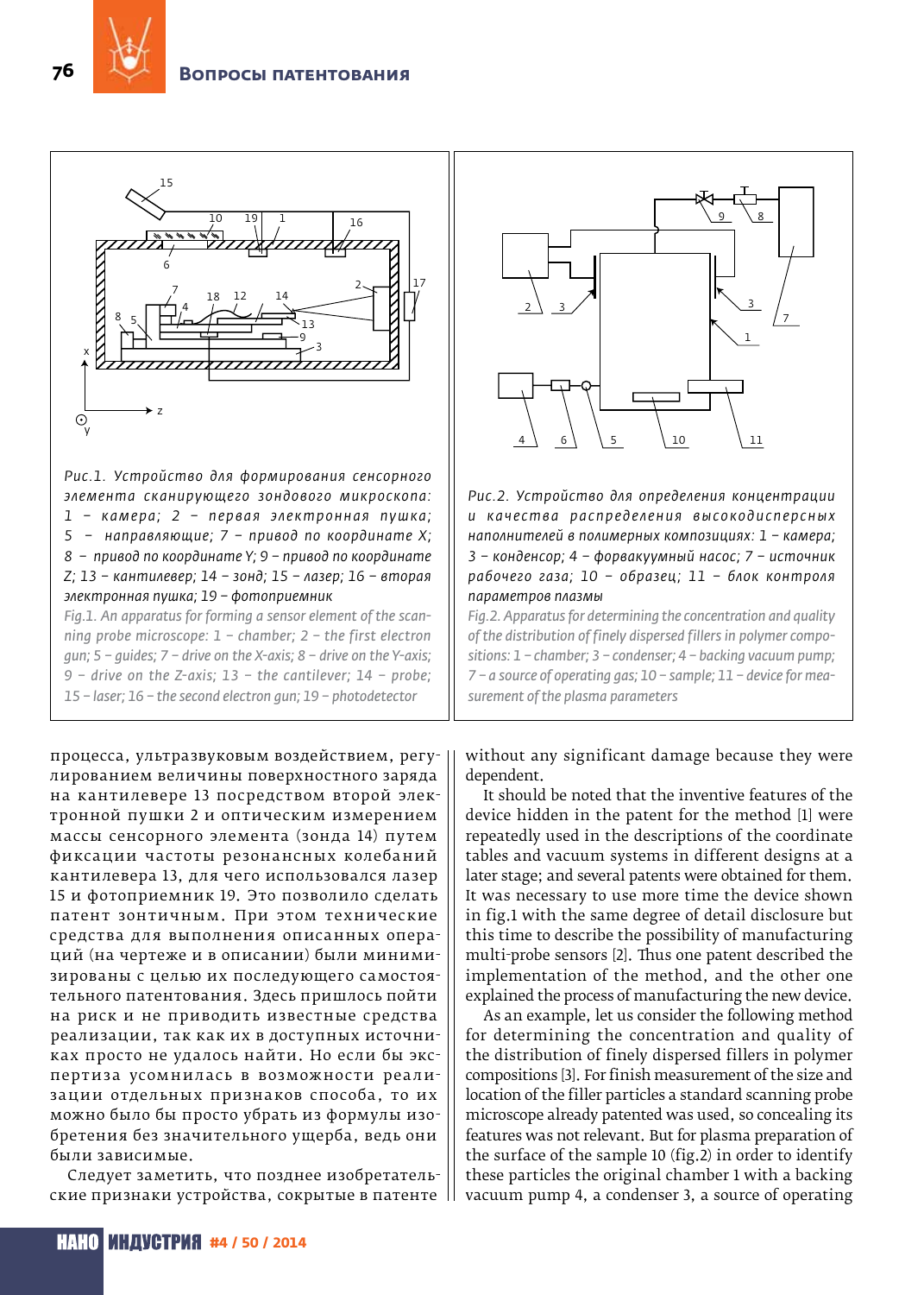Рис.1. Устройство для формирования сенсорного элемента сканирующего зондового микроскопа: 1 – камера; 2 – первая электронная пушка; 5 – направляющие; 7 – привод по координате X; 8 – привод по координате Y; 9 – привод по координате Z; 13 – кантилевер; 14 – зонд; 15 – лазер; 16 – вторая электронная пушка; 19 – фотоприемник

Fig.1. An apparatus for forming a sensor element of the scanning probe microscope: 1 – chamber; 2 – the first electron gun; 5 – guides; 7 – drive on the X-axis; 8 – drive on the Y-axis; 9 – drive on the Z-axis; 13 – the cantilever; 14 – probe; 15 – laser; 16 – the second electron gun; 19 – photodetector

Рис.2. Устройство для определения концентрации и качества распределения высокодисперсных наполнителей в полимерных композициях: 1 – камера; 3 – конденсер; 4 – форвакуумный насос; 7 – источник рабочего газа; 10 – образец; 11 – блок контроля параметров плазмы

Fig.2. Apparatus for determining the concentration and quality of the distribution of finely dispersed fillers in polymer compositions: 1 – chamber; 3 – condenser; 4 – backing vacuum pump; 7 – a source of operating gas; 10 – sample; 11 – device for measurement of the plasma parameters

процесса, ультразвуковым воздействием, регулированием величины поверхностного заряда на кантилевере 13 посредством второй электронной пушки 2 и оптическим измерением массы сенсорного элемента (зонда 14) путем фиксации частоты резонансных колебаний кантилевера 13, для чего использовался лазер 15 и фотоприемник 19. Это позволило сделать патент зонтичным. При этом технические средства для выполнения описанных операций (на чертеже и в описании) были минимизированы с целью их последующего самостоятельного патентования. Здесь пришлось пойти на риск и не приводить известные средства реализации, так как их в доступных источниках просто не удалось найти. Но если бы экспертиза усомнилась в возможности реализации отдельных признаков способа, то их можно было бы просто убрать из формулы изобретения без значительного ущерба, ведь они были зависимые.

Следует заметить, что позднее изобретательские признаки устройства, сокрытые в патенте

without any significant damage because they were dependent.

It should be noted that the inventive features of the device hidden in the patent for the method [1] were repeatedly used in the descriptions of the coordinate tables and vacuum systems in different designs at a later stage; and several patents were obtained for them. It was necessary to use more time the device shown in fig.1 with the same degree of detail disclosure but this time to describe the possibility of manufacturing multi-probe sensors [2]. Thus one patent described the implementation of the method, and the other one explained the process of manufacturing the new device.

As an example, let us consider the following method for determining the concentration and quality of the distribution of finely dispersed fillers in polymer compositions [3]. For finish measurement of the size and location of the filler particles a standard scanning probe microscope already patented was used, so concealing its features was not relevant. But for plasma preparation of the surface of the sample 10 (fig.2) in order to identify these particles the original chamber 1 with a backing vacuum pump 4, a condenser 3, a source of operating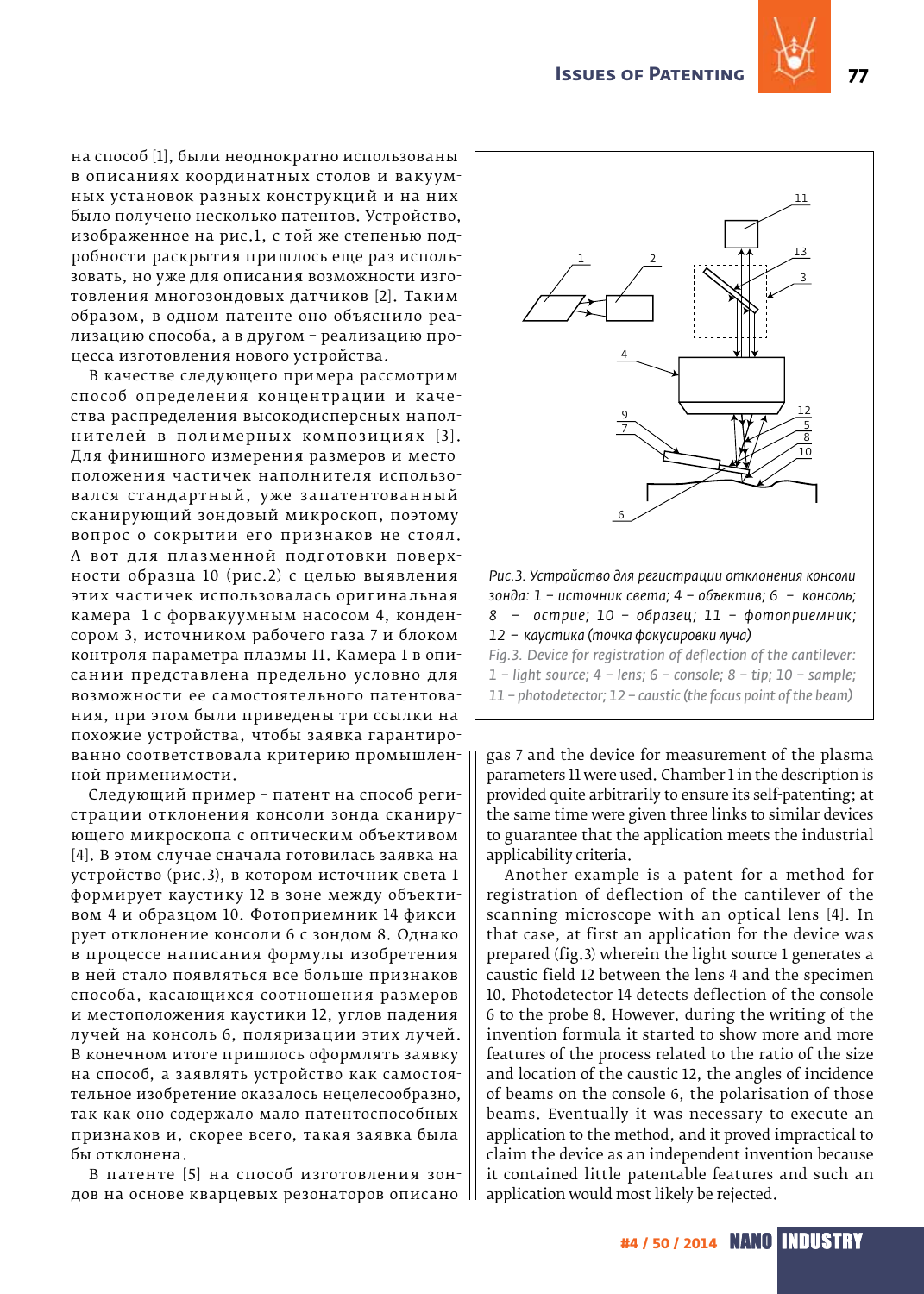на способ [1], были неоднократно использованы в описаниях координатных столов и вакуумных установок разных конструкций и на них было получено несколько патентов. Устройство, изображенное на рис.1, с той же степенью подробности раскрытия пришлось еще раз использовать, но уже для описания возможности изготовления многозондовых датчиков [2]. Таким образом, в одном патенте оно объяснило реализацию способа, а в другом – реализацию процесса изготовления нового устройства.

В качестве следующего примера рассмотрим способ определения концентрации и качества распределения высокодисперсных наполнителей в полимерных композициях [3]. Для финишного измерения размеров и местоположения частичек наполнителя использовался стандартный, уже запатентованный сканирующий зондовый микроскоп, поэтому вопрос о сокрытии его признаков не стоял. А вот для плазменной подготовки поверхности образца 10 (рис.2) с целью выявления этих частичек использовалась оригинальная камера 1 с форвакуумным насосом 4, конденсором 3, источником рабочего газа 7 и блоком контроля параметра плазмы 11. Камера 1 в описании представлена предельно условно для возможности ее самостоятельного патентования, при этом были приведены три ссылки на похожие устройства, чтобы заявка гарантированно соответствовала критерию промышленной применимости.

Следующий пример – патент на способ регистрации отклонения консоли зонда сканирующего микроскопа с оптическим объективом [4]. В этом случае сначала готовилась заявка на устройство (рис.3), в котором источник света 1 формирует каустику 12 в зоне между объективом 4 и образцом 10. Фотоприемник 14 фиксирует отклонение консоли 6 с зондом 8. Однако в процессе написания формулы изобретения в ней стало появляться все больше признаков способа, касающихся соотношения размеров и местоположения каустики 12, углов падения лучей на консоль 6, поляризации этих лучей. В конечном итоге пришлось оформлять заявку на способ, а заявлять устройство как самостоятельное изобретение оказалось нецелесообразно, так как оно содержало мало патентоспособных признаков и, скорее всего, такая заявка была бы отклонена.

В патенте [5] на способ изготовления зондов на основе кварцевых резонаторов описано

*Рис.3. Устройство для регистрации отклонения консоли зонда: 1 – источник света; 4 – объектив; 6 – консоль; 8 – острие; 10 – образец; 11 – фотоприемник; 12 – каустика (точка фокусировки луча)*

*Fig.3. Device for registration of deflection of the cantilever: 1 – light source; 4 – lens; 6 – console; 8 – tip; 10 – sample; 11 – photodetector; 12 – caustic (the focus point of the beam)*

gas 7 and the device for measurement of the plasma parameters 11 were used. Chamber 1 in the description is provided quite arbitrarily to ensure its self-patenting; at the same time were given three links to similar devices to guarantee that the application meets the industrial applicability criteria.

Another example is a patent for a method for registration of deflection of the cantilever of the scanning microscope with an optical lens [4]. In that case, at first an application for the device was prepared (fig.3) wherein the light source 1 generates a caustic field 12 between the lens 4 and the specimen 10. Photodetector 14 detects deflection of the console 6 to the probe 8. However, during the writing of the invention formula it started to show more and more features of the process related to the ratio of the size and location of the caustic 12, the angles of incidence of beams on the console 6, the polarisation of those beams. Eventually it was necessary to execute an application to the method, and it proved impractical to claim the device as an independent invention because it contained little patentable features and such an application would most likely be rejected.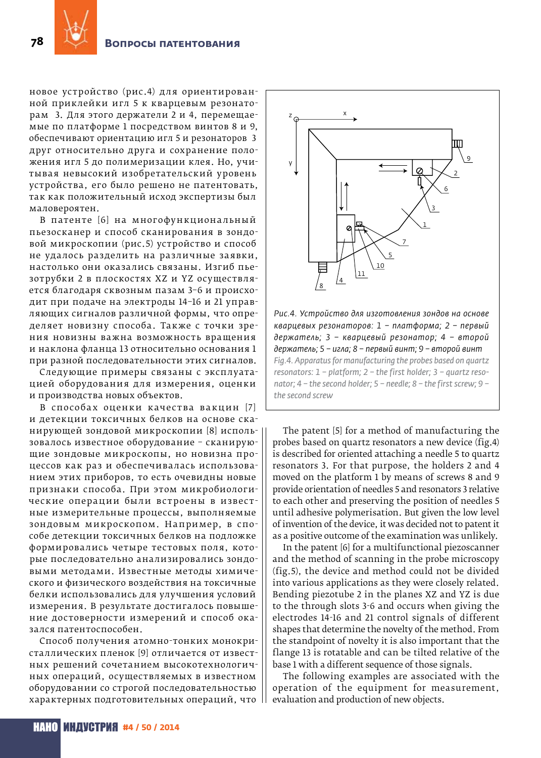новое устройство (рис.4) для ориентированной приклейки игл 5 к кварцевым резонаторам 3. Для этого держатели 2 и 4, перемещаемые по платформе 1 посредством винтов 8 и 9, обеспечивают ориентацию игл 5 и резонаторов 3 друг относительно друга и сохранение положения игл 5 до полимеризации клея. Но, учитывая невысокий изобретательский уровень устройства, его было решено не патентовать, так как положительный исход экспертизы был маловероятен.

В патенте [6] на многофункциональный пьезосканер и способ сканирования в зондовой микроскопии (рис.5) устройство и способ не удалось разделить на различные заявки, настолько они оказались связаны. Изгиб пьезотрубки 2 в плоскостях XZ и YZ осуществляется благодаря сквозным пазам 3–6 и происходит при подаче на электроды 14–16 и 21 управляющих сигналов различной формы, что определяет новизну способа. Также с точки зрения новизны важна возможность вращения и наклона фланца 13 относительно основания 1 при разной последовательности этих сигналов.

Следующие примеры связаны с эксплуатацией оборудования для измерения, оценки и производства новых объектов.

В способах оценки качества вакцин [7] и детекции токсичных белков на основе сканирующей зондовой микроскопии [8] использовалось известное оборудование – сканирующие зондовые микроскопы, но новизна процессов как раз и обеспечивалась использованием этих приборов, то есть очевидны новые признаки способа. При этом микробиологические операции были встроены в известные измерительные процессы, выполняемые зондовым микроскопом. Например, в способе детекции токсичных белков на подложке формировались четыре тестовых поля, которые последовательно анализировались зондовыми методами. Известные методы химического и физического воздействия на токсичные белки использовались для улучшения условий измерения. В результате достигалось повышение достоверности измерений и способ оказался патентоспособен.

Способ получения атомно-тонких монокристаллических пленок [9] отличается от известных решений сочетанием высокотехнологичных операций, осуществляемых в известном оборудовании со строгой последовательностью характерных подготовительных операций, что

*Рис.4. Устройство для изготовления зондов на основе кварцевых резонаторов: 1 – платформа; 2 – первый держатель; 3 – кварцевый резонатор; 4 – второй держатель; 5 – игла; 8 – первый винт; 9 – второй винт*

*Fig.4. Apparatus for manufacturing the probes based on quartz resonators: 1 – platform; 2 – the first holder; 3 – quartz resonator; 4 – the second holder; 5 – needle; 8 – the first screw; 9 – the second screw*

The patent [5] for a method of manufacturing the probes based on quartz resonators a new device (fig.4) is described for oriented attaching a needle 5 to quartz resonators 3. For that purpose, the holders 2 and 4 moved on the platform 1 by means of screws 8 and 9 provide orientation of needles 5 and resonators 3 relative to each other and preserving the position of needles 5 until adhesive polymerisation. But given the low level of invention of the device, it was decided not to patent it as a positive outcome of the examination was unlikely.

In the patent [6] for a multifunctional piezoscanner and the method of scanning in the probe microscopy (fig.5), the device and method could not be divided into various applications as they were closely related. Bending piezotube 2 in the planes XZ and YZ is due to the through slots 3-6 and occurs when giving the electrodes 14-16 and 21 control signals of different shapes that determine the novelty of the method. From the standpoint of novelty it is also important that the flange 13 is rotatable and can be tilted relative of the base 1 with a different sequence of those signals.

The following examples are associated with the operation of the equipment for measurement, evaluation and production of new objects.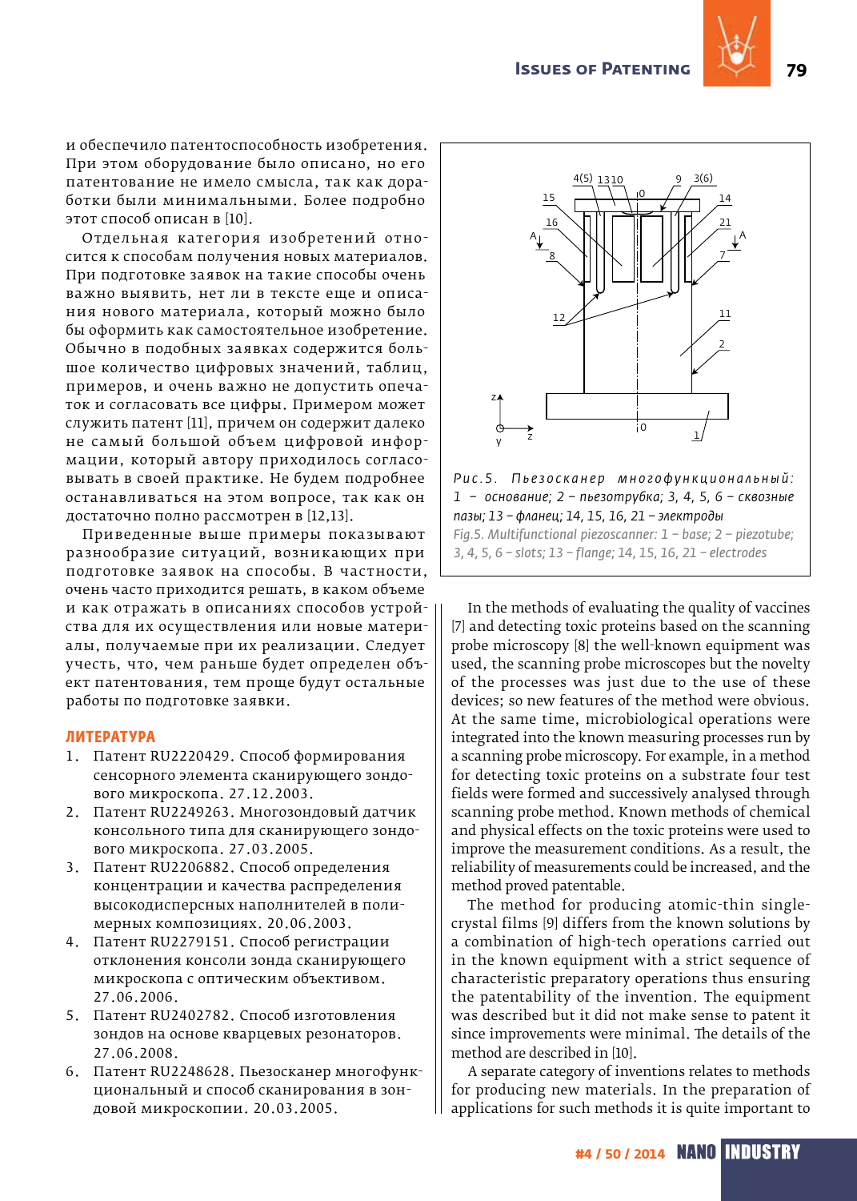и обеспечило патентоспособность изобретения. При этом оборудование было описано, но его патентование не имело смысла, так как доработки были минимальными. Более подробно этот способ описан в [10].

Отдельная категория изобретений относится к способам получения новых материалов. При подготовке заявок на такие способы очень важно выявить, нет ли в тексте еще и описания нового материала, который можно было бы оформить как самостоятельное изобретение. Обычно в подобных заявках содержится большое количество цифровых значений, таблиц, примеров, и очень важно не допустить опечаток и согласовать все цифры. Примером может служить патент [11], причем он содержит далеко не самый большой объем цифровой информации, который автору приходилось согласовывать в своей практике. Не будем подробнее останавливаться на этом вопросе, так как он достаточно полно рассмотрен в [12,13].

Приведенные выше примеры показывают разнообразие ситуаций, возникающих при подготовке заявок на способы. В частности, очень часто приходится решать, в каком объеме и как отражать в описаниях способов устройства для их осуществления или новые материалы, получаемые при их реализации. Следует учесть, что, чем раньше будет определен объект патентования, тем проще будут остальные работы по подготовке заявки.

## ЛИТЕРАТУРА

1. Патент RU2220429. Способ формирования сенсорного элемента сканирующего зондового микроскопа. 27.12.2003.
2. Патент RU2249263. Многозондовый датчик консольного типа для сканирующего зондового микроскопа. 27.03.2005.
3. Патент RU2206882. Способ определения концентрации и качества распределения высокодисперсных наполнителей в полимерных композициях. 20.06.2003.
4. Патент RU2279151. Способ регистрации отклонения консоли зонда сканирующего микроскопа с оптическим объективом. 27.06.2006.
5. Патент RU2402782. Способ изготовления зондов на основе кварцевых резонаторов. 27.06.2008.
6. Патент RU2248628. Пьезосканер многофункциональный и способ сканирования в зондовой микроскопии. 20.03.2005.

*Рис.5. Пьезосканер многофункциональный: 1 – основание; 2 – пьезотрубка; 3, 4, 5, 6 – сквозные пазы; 13 – фланец; 14, 15, 16, 21 – электроды*

*Fig.5. Multifunctional piezoscanner: 1 – base; 2 – piezotube; 3, 4, 5, 6 – slots; 13 – flange; 14, 15, 16, 21 – electrodes*

In the methods of evaluating the quality of vaccines [7] and detecting toxic proteins based on the scanning probe microscopy [8] the well-known equipment was used, the scanning probe microscopes but the novelty of the processes was just due to the use of these devices; so new features of the method were obvious. At the same time, microbiological operations were integrated into the known measuring processes run by a scanning probe microscopy. For example, in a method for detecting toxic proteins on a substrate four test fields were formed and successively analysed through scanning probe method. Known methods of chemical and physical effects on the toxic proteins were used to improve the measurement conditions. As a result, the reliability of measurements could be increased, and the method proved patentable.

The method for producing atomic-thin single-crystal films [9] differs from the known solutions by a combination of high-tech operations carried out in the known equipment with a strict sequence of characteristic preparatory operations thus ensuring the patentability of the invention. The equipment was described but it did not make sense to patent it since improvements were minimal. The details of the method are described in [10].

A separate category of inventions relates to methods for producing new materials. In the preparation of applications for such methods it is quite important to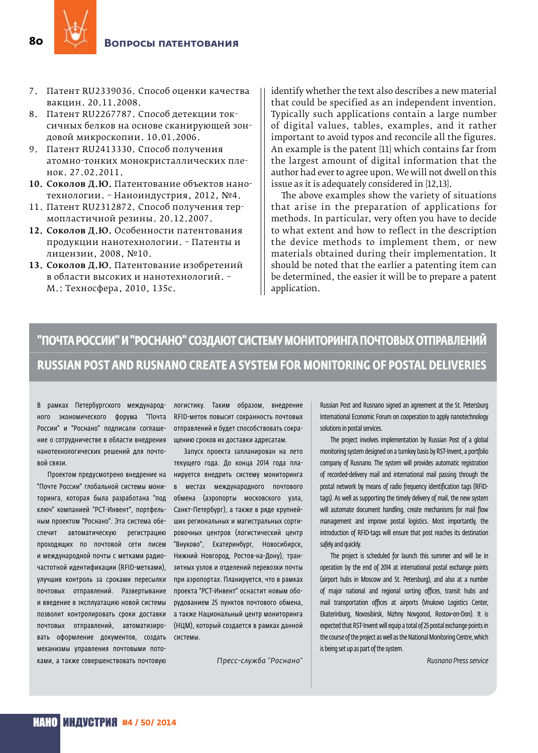7. Патент RU2339036. Способ оценки качества вакцин. 20.11.2008.
8. Патент RU2267787. Способ детекции токсичных белков на основе сканирующей зондовой микроскопии. 10.01.2006.
9. Патент RU2413330. Способ получения атомно-тонких монокристаллических пленок. 27.02.2011.
10. **Соколов Д.Ю.** Патентование объектов нанотехнологии. – Наноиндустрия, 2012, №4.
11. Патент RU2312872. Способ получения термопластичной резины. 20.12.2007.
12. **Соколов Д.Ю.** Особенности патентования продукции нанотехнологии. – Патенты и лицензии, 2008, №10.
13. **Соколов Д.Ю.** Патентование изобретений в области высоких и нанотехнологий. – М.: Техносфера, 2010, 135с.

identify whether the text also describes a new material that could be specified as an independent invention. Typically such applications contain a large number of digital values, tables, examples, and it rather important to avoid typos and reconcile all the figures. An example is the patent [11] which contains far from the largest amount of digital information that the author had ever to agree upon. We will not dwell on this issue as it is adequately considered in [12,13].

The above examples show the variety of situations that arise in the preparation of applications for methods. In particular, very often you have to decide to what extent and how to reflect in the description the device methods to implement them, or new materials obtained during their implementation. It should be noted that the earlier a patenting item can be determined, the easier it will be to prepare a patent application.

## "Почта России" и "Роснано" создают систему мониторинга почтовых отправлений

## Russian Post and Rusnano create a system for monitoring of postal deliveries

В рамках Петербургского международного экономического форума "Почта России" и "Роснано" подписали соглашение о сотрудничестве в области внедрения нанотехнологических решений для почтовой связи.

Проектом предусмотрено внедрение на "Почте России" глобальной системы мониторинга, которая была разработана "под ключ" компанией "РСТ-Инвент", портфельным проектом "Роснано". Эта система обеспечит автоматическую регистрацию проходящих по почтовой сети писем и международной почты с метками радиочастотной идентификации (RFID-метками), улучшив контроль за сроками пересылки почтовых отправлений. Развертывание и введение в эксплуатацию новой системы позволит контролировать сроки доставки почтовых отправлений, автоматизировать оформление документов, создать механизмы управления почтовыми потоками, а также совершенствовать почтовую логистику. Таким образом, внедрение RFID-меток повысит сохранность почтовых отправлений и будет способствовать сокращению сроков их доставки адресатам.

Запуск проекта запланирован на лето текущего года. До конца 2014 года планируется внедрить систему мониторинга в местах международного почтового обмена (аэропорты московского узла, Санкт-Петербург), а также в ряде крупнейших региональных и магистральных сортировочных центров (логистический центр "Внуково", Екатеринбург, Новосибирск, Нижний Новгород, Ростов-на-Дону), транзитных узлов и отделений перевозки почты при аэропортах. Планируется, что в рамках проекта "РСТ-Инвент" оснастит новым оборудованием 25 пунктов почтового обмена, а также Национальный центр мониторинга (НЦМ), который создается в рамках данной системы.

*Пресс-служба "Роснано"*

Russian Post and Rusnano signed an agreement at the St. Petersburg International Economic Forum on cooperation to apply nanotechnology solutions in postal services.

The project involves implementation by Russian Post of a global monitoring system designed on a turnkey basis by RST-Invent, a portfolio company of Rusnano. The system will provides automatic registration of recorded-delivery mail and international mail passing through the postal network by means of radio frequency identification tags (RFID-tags). As well as supporting the timely delivery of mail, the new system will automate document handling, create mechanisms for mail flow management and improve postal logistics. Most importantly, the introduction of RFID-tags will ensure that post reaches its destination safely and quickly.

The project is scheduled for launch this summer and will be in operation by the end of 2014 at international postal exchange points (airport hubs in Moscow and St. Petersburg), and also at a number of major national and regional sorting offices, transit hubs and mail transportation offices at airports (Vnukovo Logistics Center, Ekaterinburg, Novosibirsk, Nizhny Novgorod, Rostov-on-Don). It is expected that RST-Invent will equip a total of 25 postal exchange points in the course of the project as well as the National Monitoring Centre, which is being set up as part of the system.

*Rusnano Press service*